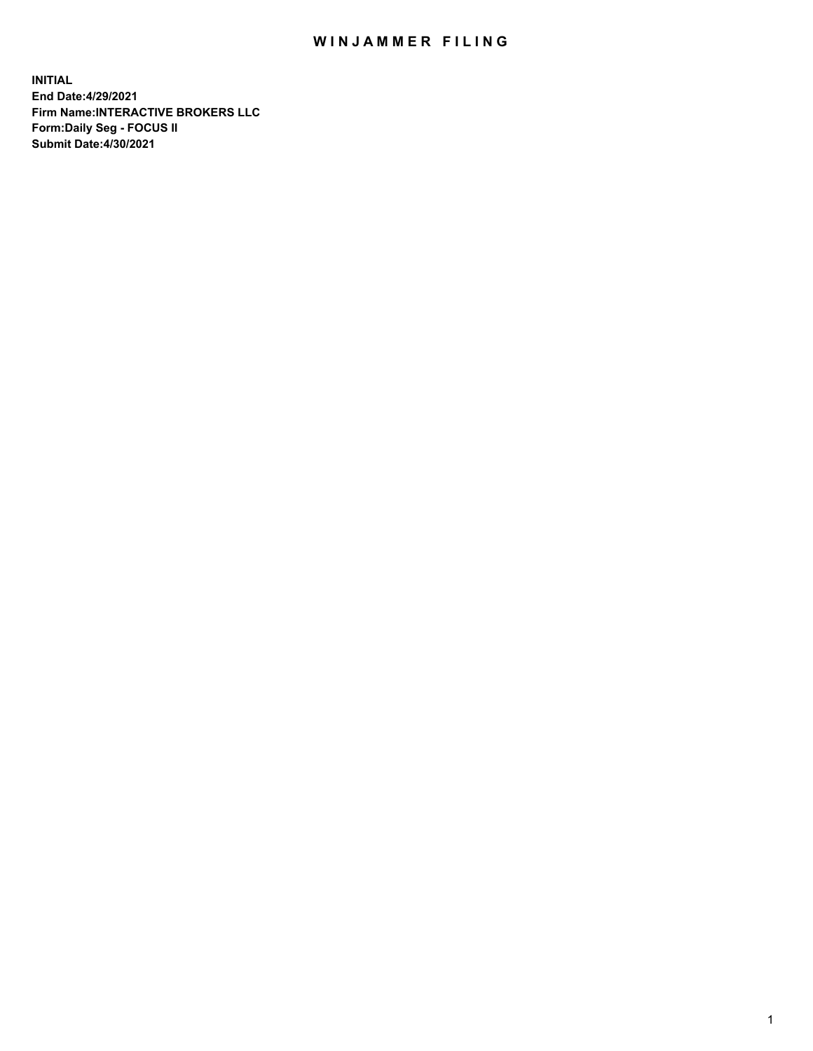# WINJAMMER FILING

**INITIAL**
**End Date:4/29/2021**
**Firm Name:INTERACTIVE BROKERS LLC**
**Form:Daily Seg - FOCUS II**
**Submit Date:4/30/2021**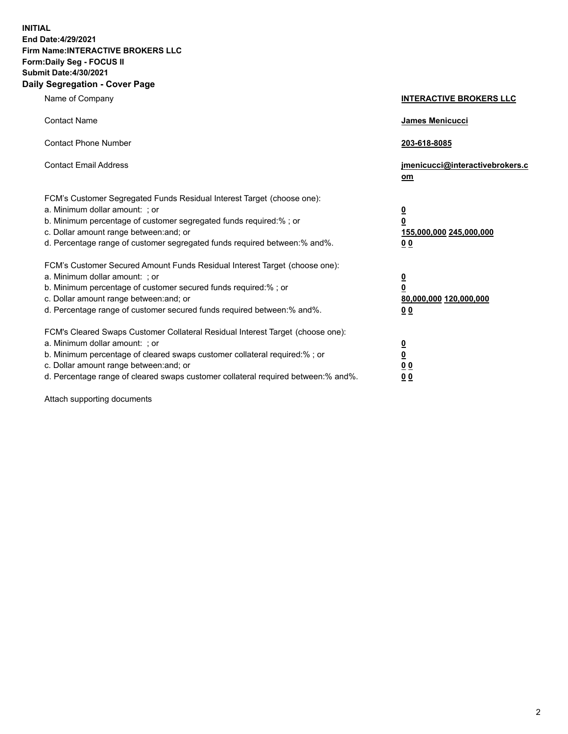**INITIAL**
**End Date:4/29/2021**
**Firm Name:INTERACTIVE BROKERS LLC**
**Form:Daily Seg - FOCUS II**
**Submit Date:4/30/2021**

## Daily Segregation - Cover Page

| | |
|---|---|
| Name of Company | **INTERACTIVE BROKERS LLC** |
| Contact Name | **James Menicucci** |
| Contact Phone Number | **203-618-8085** |
| Contact Email Address | **jmenicucci@interactivebrokers.com** |

FCM's Customer Segregated Funds Residual Interest Target (choose one):

| | |
|---|---|
| a. Minimum dollar amount: ; or | **0** |
| b. Minimum percentage of customer segregated funds required:% ; or | **0** |
| c. Dollar amount range between:and; or | **155,000,000 245,000,000** |
| d. Percentage range of customer segregated funds required between:% and%. | **0 0** |

FCM's Customer Secured Amount Funds Residual Interest Target (choose one):

| | |
|---|---|
| a. Minimum dollar amount: ; or | **0** |
| b. Minimum percentage of customer secured funds required:% ; or | **0** |
| c. Dollar amount range between:and; or | **80,000,000 120,000,000** |
| d. Percentage range of customer secured funds required between:% and%. | **0 0** |

FCM's Cleared Swaps Customer Collateral Residual Interest Target (choose one):

| | |
|---|---|
| a. Minimum dollar amount: ; or | **0** |
| b. Minimum percentage of cleared swaps customer collateral required:% ; or | **0** |
| c. Dollar amount range between:and; or | **0 0** |
| d. Percentage range of cleared swaps customer collateral required between:% and%. | **0 0** |

Attach supporting documents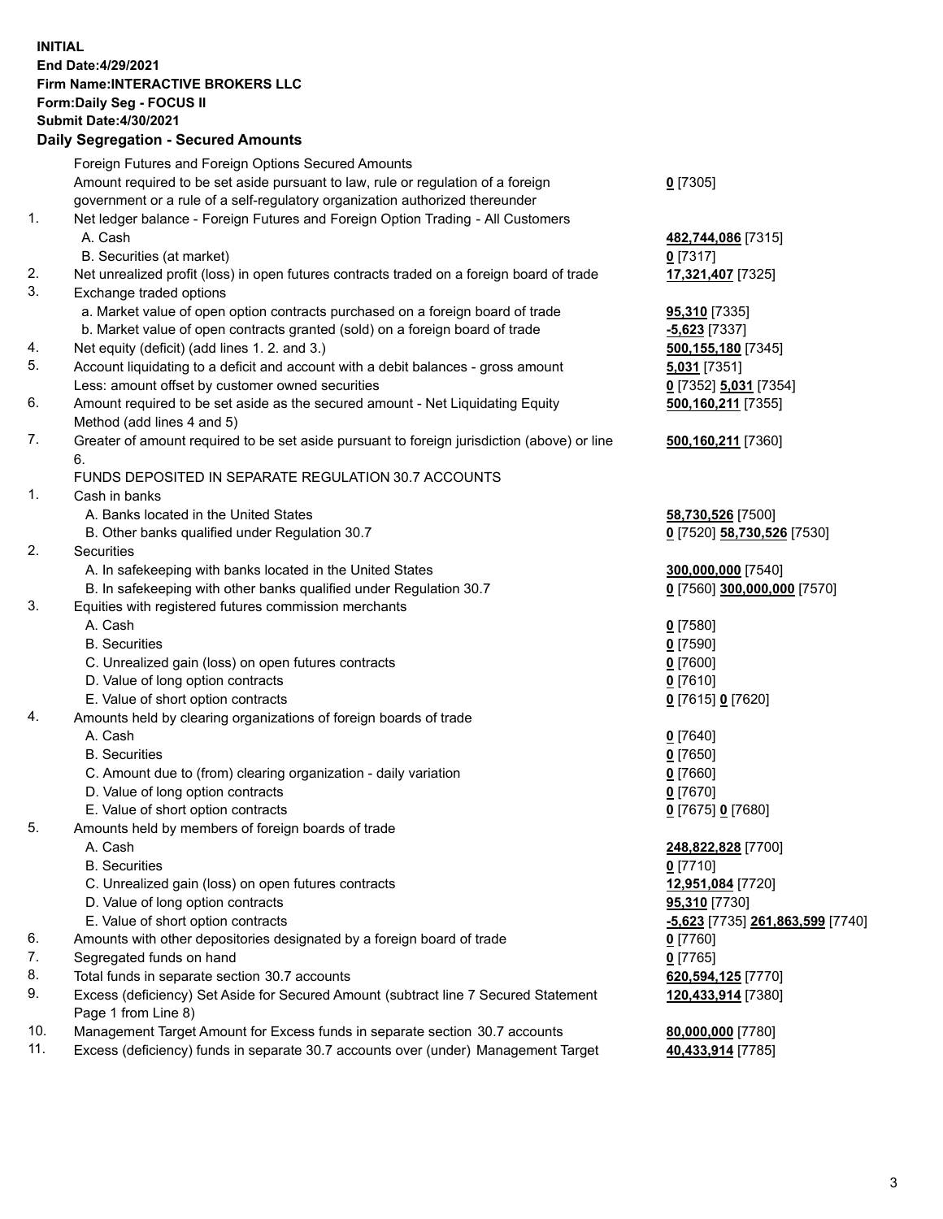**INITIAL**
**End Date:4/29/2021**
**Firm Name:INTERACTIVE BROKERS LLC**
**Form:Daily Seg - FOCUS II**
**Submit Date:4/30/2021**

**Daily Segregation - Secured Amounts**

| | | |
|---|---|---|
| | Foreign Futures and Foreign Options Secured Amounts | |
| | Amount required to be set aside pursuant to law, rule or regulation of a foreign government or a rule of a self-regulatory organization authorized thereunder | **0** [7305] |
| 1. | Net ledger balance - Foreign Futures and Foreign Option Trading - All Customers | |
| | A. Cash | **482,744,086** [7315] |
| | B. Securities (at market) | **0** [7317] |
| 2. | Net unrealized profit (loss) in open futures contracts traded on a foreign board of trade | **17,321,407** [7325] |
| 3. | Exchange traded options | |
| | a. Market value of open option contracts purchased on a foreign board of trade | **95,310** [7335] |
| | b. Market value of open contracts granted (sold) on a foreign board of trade | **-5,623** [7337] |
| 4. | Net equity (deficit) (add lines 1. 2. and 3.) | **500,155,180** [7345] |
| 5. | Account liquidating to a deficit and account with a debit balances - gross amount | **5,031** [7351] |
| | Less: amount offset by customer owned securities | **0** [7352] **5,031** [7354] |
| 6. | Amount required to be set aside as the secured amount - Net Liquidating Equity Method (add lines 4 and 5) | **500,160,211** [7355] |
| 7. | Greater of amount required to be set aside pursuant to foreign jurisdiction (above) or line 6. | **500,160,211** [7360] |
| | FUNDS DEPOSITED IN SEPARATE REGULATION 30.7 ACCOUNTS | |
| 1. | Cash in banks | |
| | A. Banks located in the United States | **58,730,526** [7500] |
| | B. Other banks qualified under Regulation 30.7 | **0** [7520] **58,730,526** [7530] |
| 2. | Securities | |
| | A. In safekeeping with banks located in the United States | **300,000,000** [7540] |
| | B. In safekeeping with other banks qualified under Regulation 30.7 | **0** [7560] **300,000,000** [7570] |
| 3. | Equities with registered futures commission merchants | |
| | A. Cash | **0** [7580] |
| | B. Securities | **0** [7590] |
| | C. Unrealized gain (loss) on open futures contracts | **0** [7600] |
| | D. Value of long option contracts | **0** [7610] |
| | E. Value of short option contracts | **0** [7615] **0** [7620] |
| 4. | Amounts held by clearing organizations of foreign boards of trade | |
| | A. Cash | **0** [7640] |
| | B. Securities | **0** [7650] |
| | C. Amount due to (from) clearing organization - daily variation | **0** [7660] |
| | D. Value of long option contracts | **0** [7670] |
| | E. Value of short option contracts | **0** [7675] **0** [7680] |
| 5. | Amounts held by members of foreign boards of trade | |
| | A. Cash | **248,822,828** [7700] |
| | B. Securities | **0** [7710] |
| | C. Unrealized gain (loss) on open futures contracts | **12,951,084** [7720] |
| | D. Value of long option contracts | **95,310** [7730] |
| | E. Value of short option contracts | **-5,623** [7735] **261,863,599** [7740] |
| 6. | Amounts with other depositories designated by a foreign board of trade | **0** [7760] |
| 7. | Segregated funds on hand | **0** [7765] |
| 8. | Total funds in separate section 30.7 accounts | **620,594,125** [7770] |
| 9. | Excess (deficiency) Set Aside for Secured Amount (subtract line 7 Secured Statement Page 1 from Line 8) | **120,433,914** [7380] |
| 10. | Management Target Amount for Excess funds in separate section 30.7 accounts | **80,000,000** [7780] |
| 11. | Excess (deficiency) funds in separate 30.7 accounts over (under) Management Target | **40,433,914** [7785] |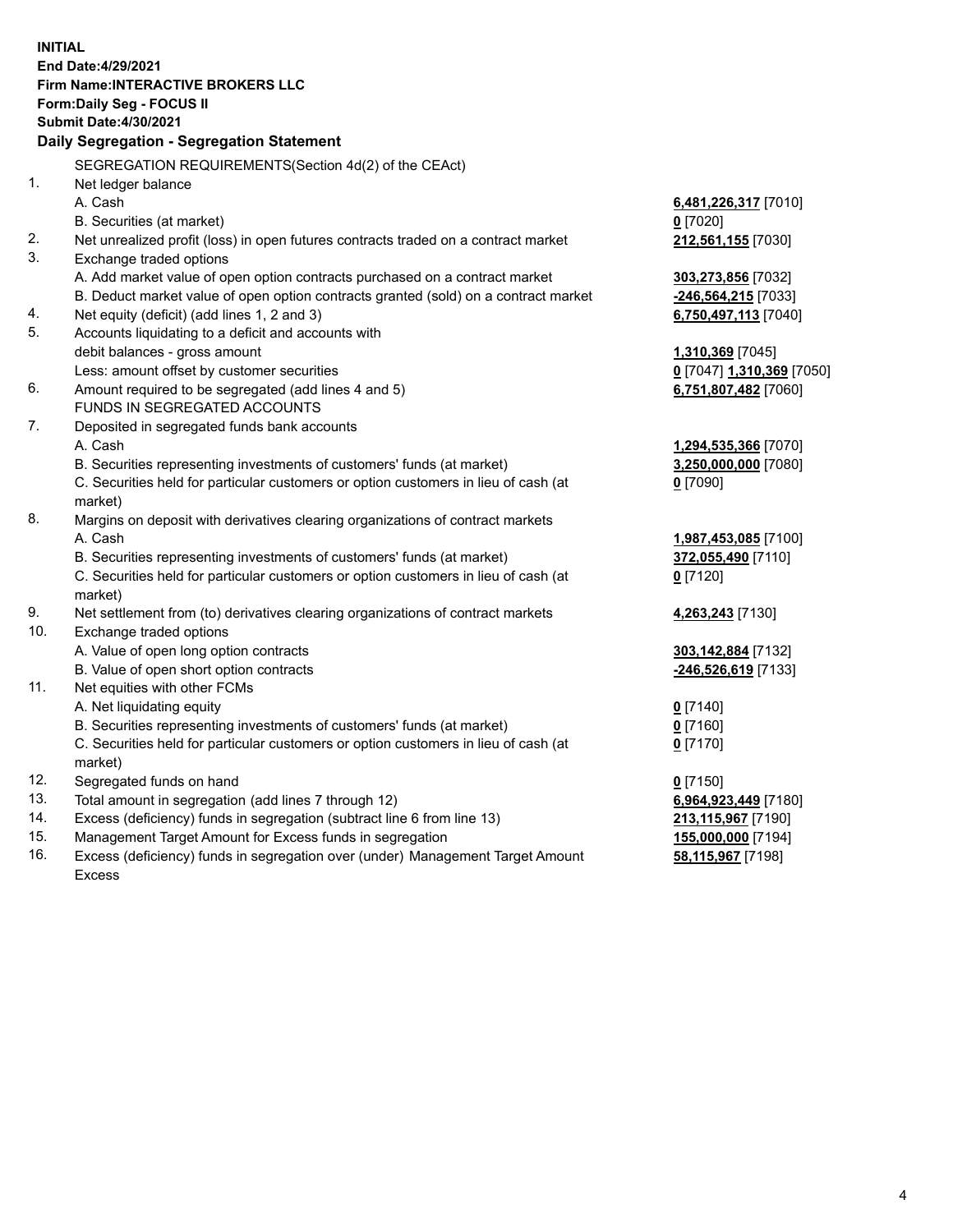**INITIAL**
**End Date:4/29/2021**
**Firm Name:INTERACTIVE BROKERS LLC**
**Form:Daily Seg - FOCUS II**
**Submit Date:4/30/2021**

**Daily Segregation - Segregation Statement**

SEGREGATION REQUIREMENTS(Section 4d(2) of the CEAct)

| | | |
|---|---|---|
| 1. | Net ledger balance | |
| | A. Cash | **6,481,226,317** [7010] |
| | B. Securities (at market) | **0** [7020] |
| 2. | Net unrealized profit (loss) in open futures contracts traded on a contract market | **212,561,155** [7030] |
| 3. | Exchange traded options | |
| | A. Add market value of open option contracts purchased on a contract market | **303,273,856** [7032] |
| | B. Deduct market value of open option contracts granted (sold) on a contract market | **-246,564,215** [7033] |
| 4. | Net equity (deficit) (add lines 1, 2 and 3) | **6,750,497,113** [7040] |
| 5. | Accounts liquidating to a deficit and accounts with | |
| | debit balances - gross amount | **1,310,369** [7045] |
| | Less: amount offset by customer securities | **0** [7047] **1,310,369** [7050] |
| 6. | Amount required to be segregated (add lines 4 and 5) | **6,751,807,482** [7060] |
| | FUNDS IN SEGREGATED ACCOUNTS | |
| 7. | Deposited in segregated funds bank accounts | |
| | A. Cash | **1,294,535,366** [7070] |
| | B. Securities representing investments of customers' funds (at market) | **3,250,000,000** [7080] |
| | C. Securities held for particular customers or option customers in lieu of cash (at market) | **0** [7090] |
| 8. | Margins on deposit with derivatives clearing organizations of contract markets | |
| | A. Cash | **1,987,453,085** [7100] |
| | B. Securities representing investments of customers' funds (at market) | **372,055,490** [7110] |
| | C. Securities held for particular customers or option customers in lieu of cash (at market) | **0** [7120] |
| 9. | Net settlement from (to) derivatives clearing organizations of contract markets | **4,263,243** [7130] |
| 10. | Exchange traded options | |
| | A. Value of open long option contracts | **303,142,884** [7132] |
| | B. Value of open short option contracts | **-246,526,619** [7133] |
| 11. | Net equities with other FCMs | |
| | A. Net liquidating equity | **0** [7140] |
| | B. Securities representing investments of customers' funds (at market) | **0** [7160] |
| | C. Securities held for particular customers or option customers in lieu of cash (at market) | **0** [7170] |
| 12. | Segregated funds on hand | **0** [7150] |
| 13. | Total amount in segregation (add lines 7 through 12) | **6,964,923,449** [7180] |
| 14. | Excess (deficiency) funds in segregation (subtract line 6 from line 13) | **213,115,967** [7190] |
| 15. | Management Target Amount for Excess funds in segregation | **155,000,000** [7194] |
| 16. | Excess (deficiency) funds in segregation over (under) Management Target Amount Excess | **58,115,967** [7198] |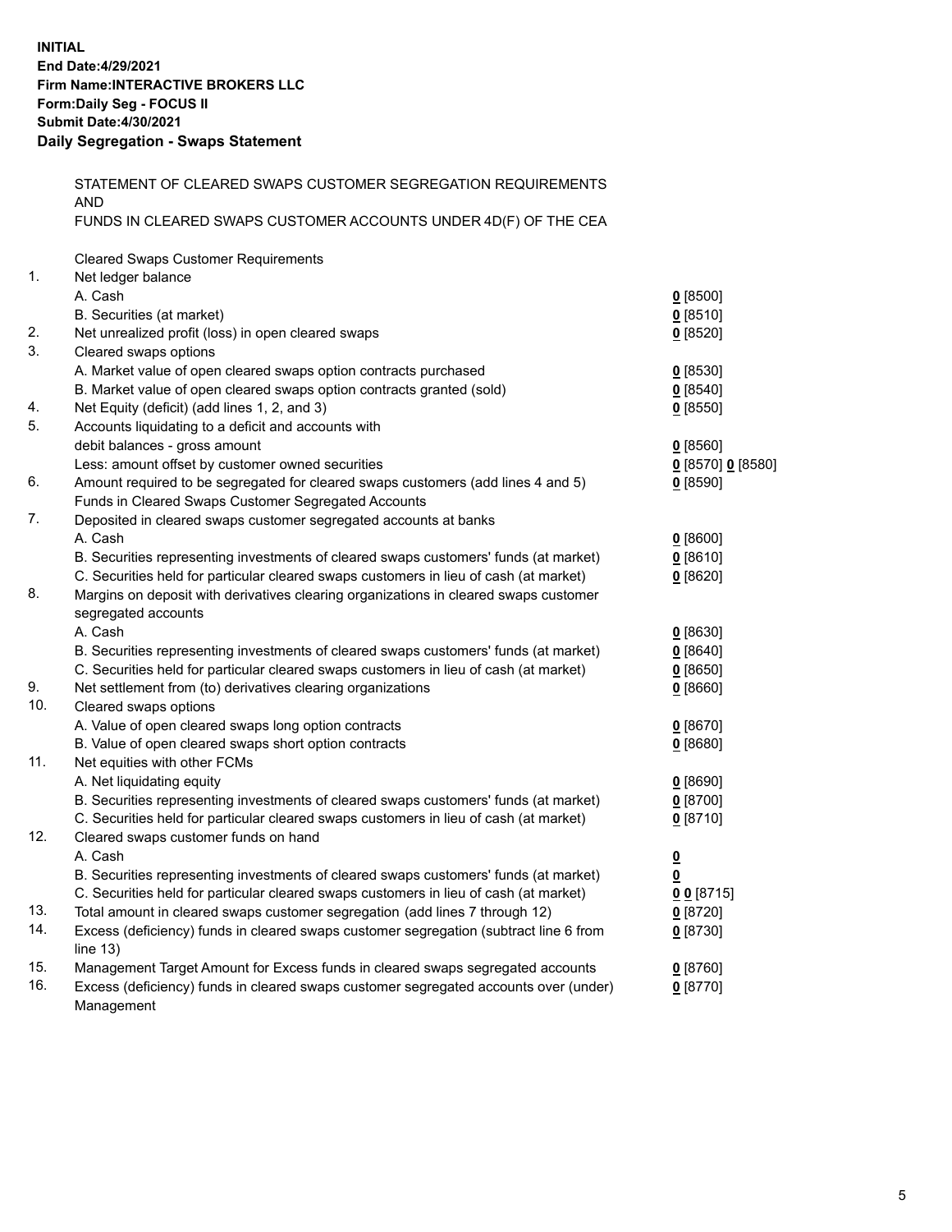**INITIAL**
**End Date:4/29/2021**
**Firm Name:INTERACTIVE BROKERS LLC**
**Form:Daily Seg - FOCUS II**
**Submit Date:4/30/2021**
**Daily Segregation - Swaps Statement**

STATEMENT OF CLEARED SWAPS CUSTOMER SEGREGATION REQUIREMENTS AND FUNDS IN CLEARED SWAPS CUSTOMER ACCOUNTS UNDER 4D(F) OF THE CEA

| | | |
|---|---|---|
| | Cleared Swaps Customer Requirements | |
| 1. | Net ledger balance | |
| | A. Cash | 0 [8500] |
| | B. Securities (at market) | 0 [8510] |
| 2. | Net unrealized profit (loss) in open cleared swaps | 0 [8520] |
| 3. | Cleared swaps options | |
| | A. Market value of open cleared swaps option contracts purchased | 0 [8530] |
| | B. Market value of open cleared swaps option contracts granted (sold) | 0 [8540] |
| 4. | Net Equity (deficit) (add lines 1, 2, and 3) | 0 [8550] |
| 5. | Accounts liquidating to a deficit and accounts with | |
| | debit balances - gross amount | 0 [8560] |
| | Less: amount offset by customer owned securities | 0 [8570] 0 [8580] |
| 6. | Amount required to be segregated for cleared swaps customers (add lines 4 and 5) | 0 [8590] |
| | Funds in Cleared Swaps Customer Segregated Accounts | |
| 7. | Deposited in cleared swaps customer segregated accounts at banks | |
| | A. Cash | 0 [8600] |
| | B. Securities representing investments of cleared swaps customers' funds (at market) | 0 [8610] |
| | C. Securities held for particular cleared swaps customers in lieu of cash (at market) | 0 [8620] |
| 8. | Margins on deposit with derivatives clearing organizations in cleared swaps customer segregated accounts | |
| | A. Cash | 0 [8630] |
| | B. Securities representing investments of cleared swaps customers' funds (at market) | 0 [8640] |
| | C. Securities held for particular cleared swaps customers in lieu of cash (at market) | 0 [8650] |
| 9. | Net settlement from (to) derivatives clearing organizations | 0 [8660] |
| 10. | Cleared swaps options | |
| | A. Value of open cleared swaps long option contracts | 0 [8670] |
| | B. Value of open cleared swaps short option contracts | 0 [8680] |
| 11. | Net equities with other FCMs | |
| | A. Net liquidating equity | 0 [8690] |
| | B. Securities representing investments of cleared swaps customers' funds (at market) | 0 [8700] |
| | C. Securities held for particular cleared swaps customers in lieu of cash (at market) | 0 [8710] |
| 12. | Cleared swaps customer funds on hand | |
| | A. Cash | 0 |
| | B. Securities representing investments of cleared swaps customers' funds (at market) | 0 |
| | C. Securities held for particular cleared swaps customers in lieu of cash (at market) | 0 0 [8715] |
| 13. | Total amount in cleared swaps customer segregation (add lines 7 through 12) | 0 [8720] |
| 14. | Excess (deficiency) funds in cleared swaps customer segregation (subtract line 6 from line 13) | 0 [8730] |
| 15. | Management Target Amount for Excess funds in cleared swaps segregated accounts | 0 [8760] |
| 16. | Excess (deficiency) funds in cleared swaps customer segregated accounts over (under) Management | 0 [8770] |